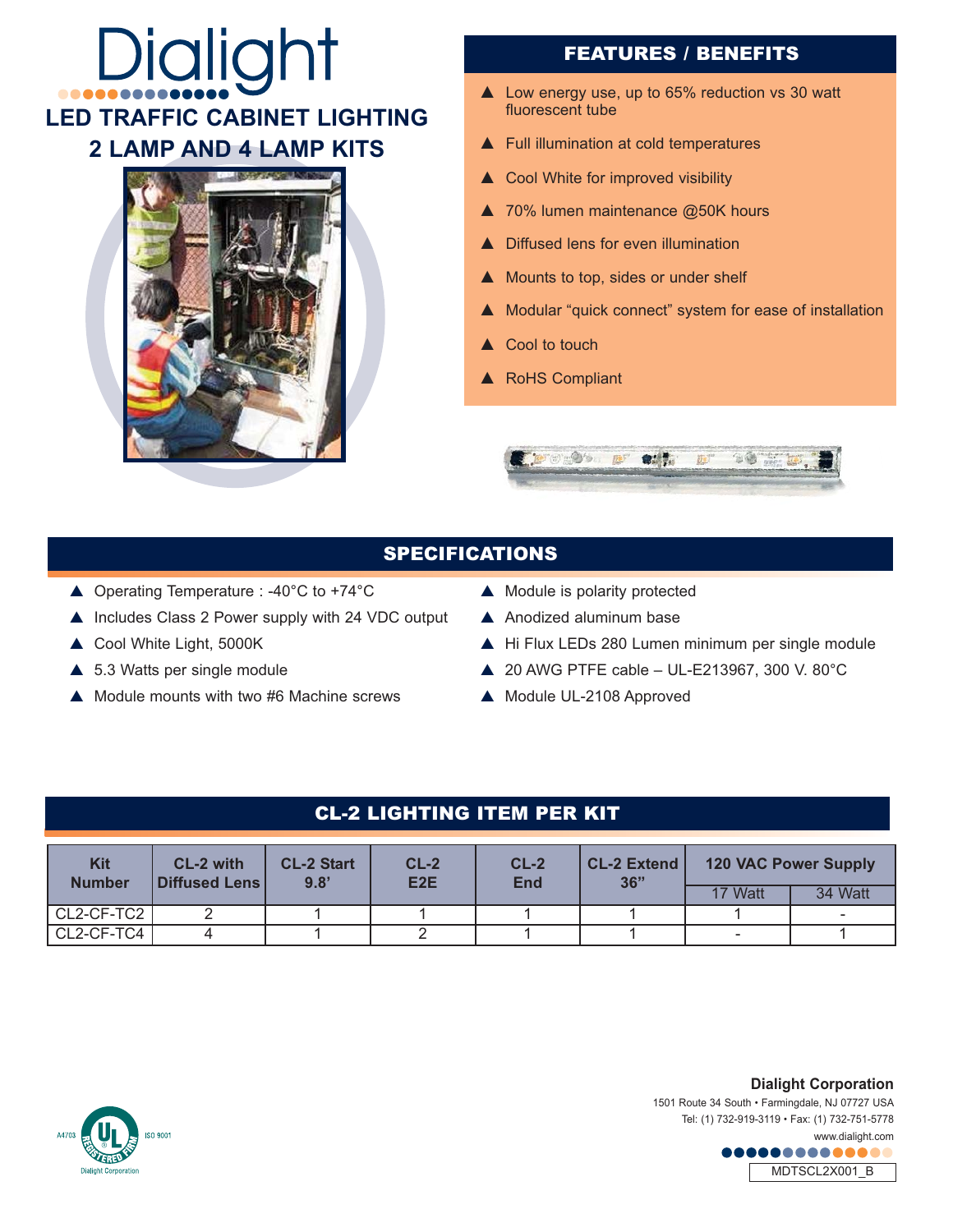# Dialight

## LED TRAFFIC CABINET LIGHTING
## 2 LAMP AND 4 LAMP KITS

## FEATURES / BENEFITS

- Low energy use, up to 65% reduction vs 30 watt fluorescent tube
- Full illumination at cold temperatures
- Cool White for improved visibility
- 70% lumen maintenance @50K hours
- Diffused lens for even illumination
- Mounts to top, sides or under shelf
- Modular "quick connect" system for ease of installation
- Cool to touch
- RoHS Compliant

## SPECIFICATIONS

- Operating Temperature : -40°C to +74°C
- Includes Class 2 Power supply with 24 VDC output
- Cool White Light, 5000K
- 5.3 Watts per single module
- Module mounts with two #6 Machine screws
- Module is polarity protected
- Anodized aluminum base
- Hi Flux LEDs 280 Lumen minimum per single module
- 20 AWG PTFE cable – UL-E213967, 300 V. 80°C
- Module UL-2108 Approved

## CL-2 LIGHTING ITEM PER KIT

| Kit Number | CL-2 with Diffused Lens | CL-2 Start 9.8' | CL-2 E2E | CL-2 End | CL-2 Extend 36" | 120 VAC Power Supply | |
|---|---|---|---|---|---|---|---|
| | | | | | | 17 Watt | 34 Watt |
| CL2-CF-TC2 | 2 | 1 | 1 | 1 | 1 | 1 | - |
| CL2-CF-TC4 | 4 | 1 | 2 | 1 | 1 | - | 1 |

A4703 ISO 9001 Dialight Corporation

**Dialight Corporation**
1501 Route 34 South • Farmingdale, NJ 07727 USA
Tel: (1) 732-919-3119 • Fax: (1) 732-751-5778
www.dialight.com

MDTSCL2X001_B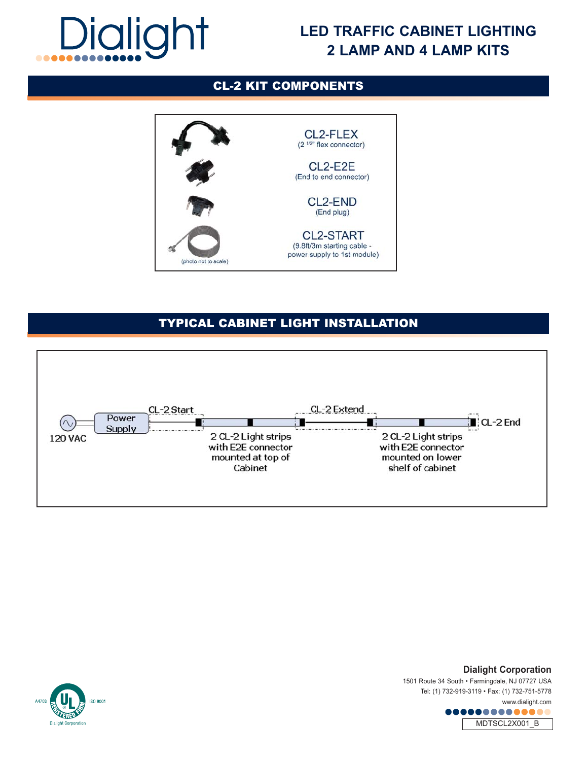# LED TRAFFIC CABINET LIGHTING
# 2 LAMP AND 4 LAMP KITS

## CL-2 KIT COMPONENTS

CL2-FLEX
(2 1/2" flex connector)

CL2-E2E
(End to end connector)

CL2-END
(End plug)

CL2-START
(9.8ft/3m starting cable - power supply to 1st module)

(photo not to scale)

## TYPICAL CABINET LIGHT INSTALLATION

120 VAC

Power Supply

CL-2 Start

2 CL-2 Light strips with E2E connector mounted at top of Cabinet

CL-2 Extend

2 CL-2 Light strips with E2E connector mounted on lower shelf of cabinet

CL-2 End

A4703 ISO 9001
Dialight Corporation

**Dialight Corporation**
1501 Route 34 South • Farmingdale, NJ 07727 USA
Tel: (1) 732-919-3119 • Fax: (1) 732-751-5778
www.dialight.com

MDTSCL2X001_B